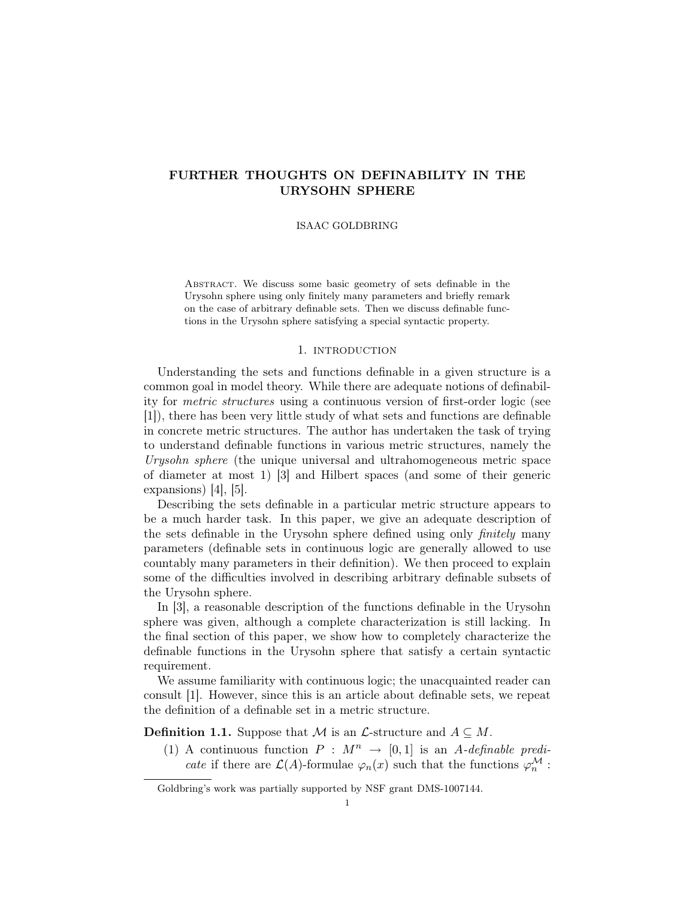# FURTHER THOUGHTS ON DEFINABILITY IN THE URYSOHN SPHERE

ISAAC GOLDBRING

Abstract. We discuss some basic geometry of sets definable in the Urysohn sphere using only finitely many parameters and briefly remark on the case of arbitrary definable sets. Then we discuss definable functions in the Urysohn sphere satisfying a special syntactic property.

## 1. introduction

Understanding the sets and functions definable in a given structure is a common goal in model theory. While there are adequate notions of definability for *metric structures* using a continuous version of first-order logic (see [1]), there has been very little study of what sets and functions are definable in concrete metric structures. The author has undertaken the task of trying to understand definable functions in various metric structures, namely the *Urysohn sphere* (the unique universal and ultrahomogeneous metric space of diameter at most 1) [3] and Hilbert spaces (and some of their generic expansions) [4], [5].

Describing the sets definable in a particular metric structure appears to be a much harder task. In this paper, we give an adequate description of the sets definable in the Urysohn sphere defined using only *finitely* many parameters (definable sets in continuous logic are generally allowed to use countably many parameters in their definition). We then proceed to explain some of the difficulties involved in describing arbitrary definable subsets of the Urysohn sphere.

In [3], a reasonable description of the functions definable in the Urysohn sphere was given, although a complete characterization is still lacking. In the final section of this paper, we show how to completely characterize the definable functions in the Urysohn sphere that satisfy a certain syntactic requirement.

We assume familiarity with continuous logic; the unacquainted reader can consult [1]. However, since this is an article about definable sets, we repeat the definition of a definable set in a metric structure.

**Definition 1.1.** Suppose that $\mathcal{M}$ is an $\mathcal{L}$-structure and $A \subseteq M$.

(1) A continuous function $P : M^n \to [0,1]$ is an *$A$-definable predicate* if there are $\mathcal{L}(A)$-formulae $\varphi_n(x)$ such that the functions $\varphi_n^{\mathcal{M}}$ :

Goldbring's work was partially supported by NSF grant DMS-1007144.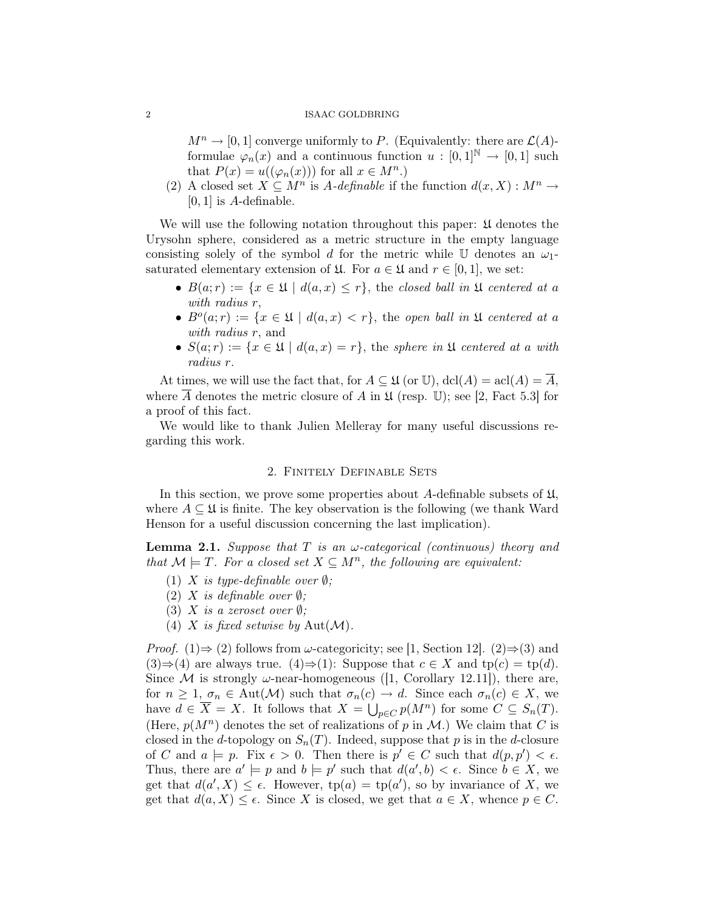$M^n \to [0,1]$ converge uniformly to $P$. (Equivalently: there are $\mathcal{L}(A)$-formulae $\varphi_n(x)$ and a continuous function $u : [0,1]^{\mathbb{N}} \to [0,1]$ such that $P(x) = u((\varphi_n(x)))$ for all $x \in M^n$.)

(2) A closed set $X \subseteq M^n$ is *$A$-definable* if the function $d(x,X) : M^n \to [0,1]$ is $A$-definable.

We will use the following notation throughout this paper: $\mathfrak{U}$ denotes the Urysohn sphere, considered as a metric structure in the empty language consisting solely of the symbol $d$ for the metric while $\mathbb{U}$ denotes an $\omega_1$-saturated elementary extension of $\mathfrak{U}$. For $a \in \mathfrak{U}$ and $r \in [0,1]$, we set:

- $B(a;r) := \{x \in \mathfrak{U} \mid d(a,x) \leq r\}$, the *closed ball in $\mathfrak{U}$ centered at $a$ with radius $r$*,
- $B^o(a;r) := \{x \in \mathfrak{U} \mid d(a,x) < r\}$, the *open ball in $\mathfrak{U}$ centered at $a$ with radius $r$*, and
- $S(a;r) := \{x \in \mathfrak{U} \mid d(a,x) = r\}$, the *sphere in $\mathfrak{U}$ centered at $a$ with radius $r$*.

At times, we will use the fact that, for $A \subseteq \mathfrak{U}$ (or $\mathbb{U}$), $\operatorname{dcl}(A) = \operatorname{acl}(A) = \overline{A}$, where $\overline{A}$ denotes the metric closure of $A$ in $\mathfrak{U}$ (resp. $\mathbb{U}$); see [2, Fact 5.3] for a proof of this fact.

We would like to thank Julien Melleray for many useful discussions regarding this work.

## 2. Finitely Definable Sets

In this section, we prove some properties about $A$-definable subsets of $\mathfrak{U}$, where $A \subseteq \mathfrak{U}$ is finite. The key observation is the following (we thank Ward Henson for a useful discussion concerning the last implication).

**Lemma 2.1.** *Suppose that $T$ is an $\omega$-categorical (continuous) theory and that $\mathcal{M} \models T$. For a closed set $X \subseteq M^n$, the following are equivalent:*

1. *$X$ is type-definable over $\emptyset$;*
2. *$X$ is definable over $\emptyset$;*
3. *$X$ is a zeroset over $\emptyset$;*
4. *$X$ is fixed setwise by $\operatorname{Aut}(\mathcal{M})$.*

*Proof.* (1)$\Rightarrow$ (2) follows from $\omega$-categoricity; see [1, Section 12]. (2)$\Rightarrow$(3) and (3)$\Rightarrow$(4) are always true. (4)$\Rightarrow$(1): Suppose that $c \in X$ and $\operatorname{tp}(c) = \operatorname{tp}(d)$. Since $\mathcal{M}$ is strongly $\omega$-near-homogeneous ([1, Corollary 12.11]), there are, for $n \geq 1$, $\sigma_n \in \operatorname{Aut}(\mathcal{M})$ such that $\sigma_n(c) \to d$. Since each $\sigma_n(c) \in X$, we have $d \in \overline{X} = X$. It follows that $X = \bigcup_{p \in C} p(M^n)$ for some $C \subseteq S_n(T)$. (Here, $p(M^n)$ denotes the set of realizations of $p$ in $\mathcal{M}$.) We claim that $C$ is closed in the $d$-topology on $S_n(T)$. Indeed, suppose that $p$ is in the $d$-closure of $C$ and $a \models p$. Fix $\epsilon > 0$. Then there is $p' \in C$ such that $d(p,p') < \epsilon$. Thus, there are $a' \models p$ and $b \models p'$ such that $d(a',b) < \epsilon$. Since $b \in X$, we get that $d(a',X) \leq \epsilon$. However, $\operatorname{tp}(a) = \operatorname{tp}(a')$, so by invariance of $X$, we get that $d(a,X) \leq \epsilon$. Since $X$ is closed, we get that $a \in X$, whence $p \in C$.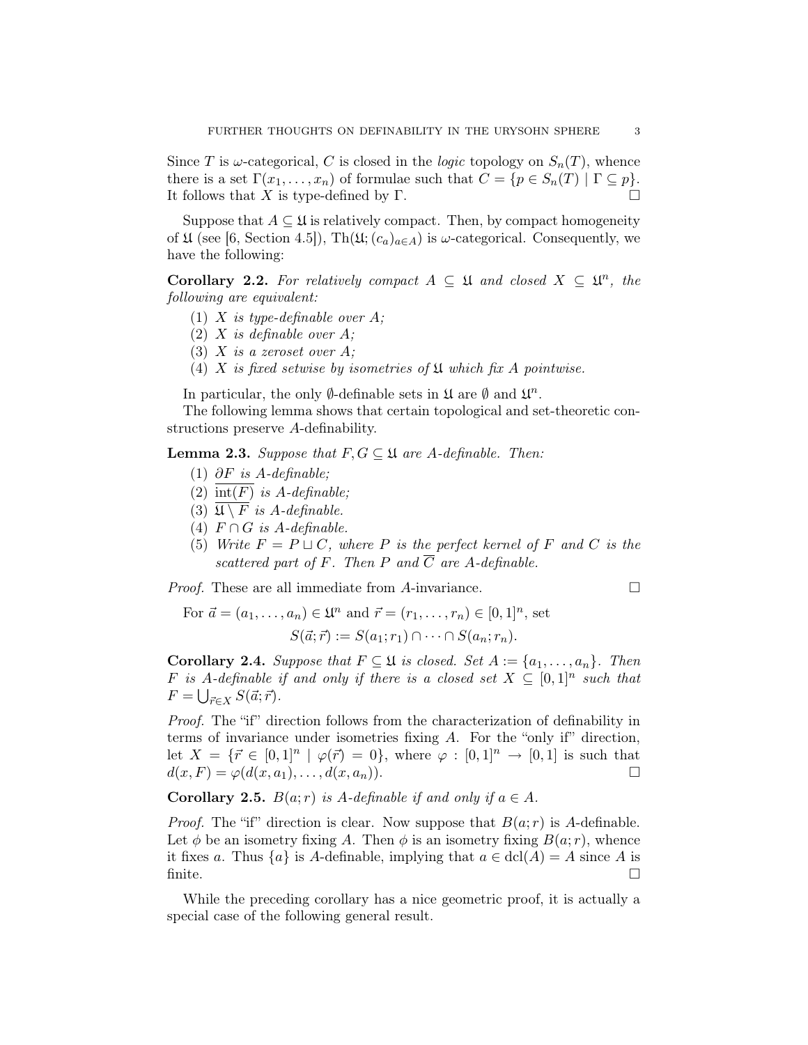Since $T$ is $\omega$-categorical, $C$ is closed in the *logic* topology on $S_n(T)$, whence there is a set $\Gamma(x_1, \ldots, x_n)$ of formulae such that $C = \{p \in S_n(T) \mid \Gamma \subseteq p\}$. It follows that $X$ is type-defined by $\Gamma$. $\square$

Suppose that $A \subseteq \mathfrak{U}$ is relatively compact. Then, by compact homogeneity of $\mathfrak{U}$ (see [6, Section 4.5]), $\text{Th}(\mathfrak{U}; (c_a)_{a \in A})$ is $\omega$-categorical. Consequently, we have the following:

**Corollary 2.2.** *For relatively compact $A \subseteq \mathfrak{U}$ and closed $X \subseteq \mathfrak{U}^n$, the following are equivalent:*

1. *$X$ is type-definable over $A$;*
2. *$X$ is definable over $A$;*
3. *$X$ is a zeroset over $A$;*
4. *$X$ is fixed setwise by isometries of $\mathfrak{U}$ which fix $A$ pointwise.*

In particular, the only $\emptyset$-definable sets in $\mathfrak{U}$ are $\emptyset$ and $\mathfrak{U}^n$.

The following lemma shows that certain topological and set-theoretic constructions preserve $A$-definability.

**Lemma 2.3.** *Suppose that $F, G \subseteq \mathfrak{U}$ are $A$-definable. Then:*

1. *$\partial F$ is $A$-definable;*
2. *$\overline{\text{int}(F)}$ is $A$-definable;*
3. *$\overline{\mathfrak{U} \setminus F}$ is $A$-definable.*
4. *$F \cap G$ is $A$-definable.*
5. *Write $F = P \sqcup C$, where $P$ is the perfect kernel of $F$ and $C$ is the scattered part of $F$. Then $P$ and $\overline{C}$ are $A$-definable.*

*Proof.* These are all immediate from $A$-invariance. $\square$

For $\vec{a} = (a_1, \ldots, a_n) \in \mathfrak{U}^n$ and $\vec{r} = (r_1, \ldots, r_n) \in [0,1]^n$, set

$$S(\vec{a}; \vec{r}) := S(a_1; r_1) \cap \cdots \cap S(a_n; r_n).$$

**Corollary 2.4.** *Suppose that $F \subseteq \mathfrak{U}$ is closed. Set $A := \{a_1, \ldots, a_n\}$. Then $F$ is $A$-definable if and only if there is a closed set $X \subseteq [0,1]^n$ such that $F = \bigcup_{\vec{r} \in X} S(\vec{a}; \vec{r})$.*

*Proof.* The "if" direction follows from the characterization of definability in terms of invariance under isometries fixing $A$. For the "only if" direction, let $X = \{\vec{r} \in [0,1]^n \mid \varphi(\vec{r}) = 0\}$, where $\varphi : [0,1]^n \to [0,1]$ is such that $d(x, F) = \varphi(d(x, a_1), \ldots, d(x, a_n))$. $\square$

**Corollary 2.5.** *$B(a; r)$ is $A$-definable if and only if $a \in A$.*

*Proof.* The "if" direction is clear. Now suppose that $B(a; r)$ is $A$-definable. Let $\phi$ be an isometry fixing $A$. Then $\phi$ is an isometry fixing $B(a; r)$, whence it fixes $a$. Thus $\{a\}$ is $A$-definable, implying that $a \in \text{dcl}(A) = A$ since $A$ is finite. $\square$

While the preceding corollary has a nice geometric proof, it is actually a special case of the following general result.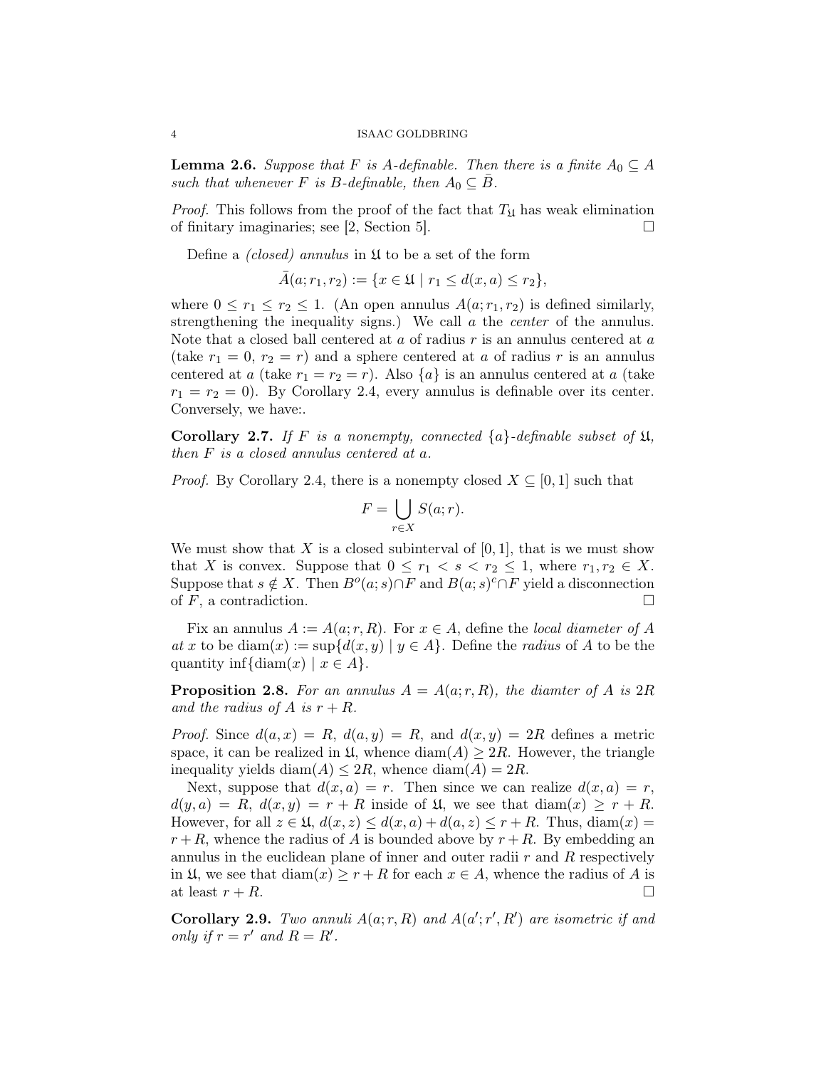**Lemma 2.6.** *Suppose that $F$ is $A$-definable. Then there is a finite $A_0 \subseteq A$ such that whenever $F$ is $B$-definable, then $A_0 \subseteq \bar{B}$.*

*Proof.* This follows from the proof of the fact that $T_{\mathfrak{U}}$ has weak elimination of finitary imaginaries; see [2, Section 5]. □

Define a *(closed) annulus* in $\mathfrak{U}$ to be a set of the form

$$\bar{A}(a; r_1, r_2) := \{x \in \mathfrak{U} \mid r_1 \leq d(x, a) \leq r_2\},$$

where $0 \leq r_1 \leq r_2 \leq 1$. (An open annulus $A(a; r_1, r_2)$ is defined similarly, strengthening the inequality signs.) We call $a$ the *center* of the annulus. Note that a closed ball centered at $a$ of radius $r$ is an annulus centered at $a$ (take $r_1 = 0$, $r_2 = r$) and a sphere centered at $a$ of radius $r$ is an annulus centered at $a$ (take $r_1 = r_2 = r$). Also $\{a\}$ is an annulus centered at $a$ (take $r_1 = r_2 = 0$). By Corollary 2.4, every annulus is definable over its center. Conversely, we have:.

**Corollary 2.7.** *If $F$ is a nonempty, connected $\{a\}$-definable subset of $\mathfrak{U}$, then $F$ is a closed annulus centered at $a$.*

*Proof.* By Corollary 2.4, there is a nonempty closed $X \subseteq [0, 1]$ such that

$$F = \bigcup_{r \in X} S(a; r).$$

We must show that $X$ is a closed subinterval of $[0, 1]$, that is we must show that $X$ is convex. Suppose that $0 \leq r_1 < s < r_2 \leq 1$, where $r_1, r_2 \in X$. Suppose that $s \notin X$. Then $B^o(a; s) \cap F$ and $B(a; s)^c \cap F$ yield a disconnection of $F$, a contradiction. □

Fix an annulus $A := A(a; r, R)$. For $x \in A$, define the *local diameter of $A$ at $x$* to be $\text{diam}(x) := \sup\{d(x, y) \mid y \in A\}$. Define the *radius* of $A$ to be the quantity $\inf\{\text{diam}(x) \mid x \in A\}$.

**Proposition 2.8.** *For an annulus $A = A(a; r, R)$, the diamter of $A$ is $2R$ and the radius of $A$ is $r + R$.*

*Proof.* Since $d(a, x) = R$, $d(a, y) = R$, and $d(x, y) = 2R$ defines a metric space, it can be realized in $\mathfrak{U}$, whence $\text{diam}(A) \geq 2R$. However, the triangle inequality yields $\text{diam}(A) \leq 2R$, whence $\text{diam}(A) = 2R$.

Next, suppose that $d(x, a) = r$. Then since we can realize $d(x, a) = r$, $d(y, a) = R$, $d(x, y) = r + R$ inside of $\mathfrak{U}$, we see that $\text{diam}(x) \geq r + R$. However, for all $z \in \mathfrak{U}$, $d(x, z) \leq d(x, a) + d(a, z) \leq r + R$. Thus, $\text{diam}(x) = r + R$, whence the radius of $A$ is bounded above by $r + R$. By embedding an annulus in the euclidean plane of inner and outer radii $r$ and $R$ respectively in $\mathfrak{U}$, we see that $\text{diam}(x) \geq r + R$ for each $x \in A$, whence the radius of $A$ is at least $r + R$. □

**Corollary 2.9.** *Two annuli $A(a; r, R)$ and $A(a'; r', R')$ are isometric if and only if $r = r'$ and $R = R'$.*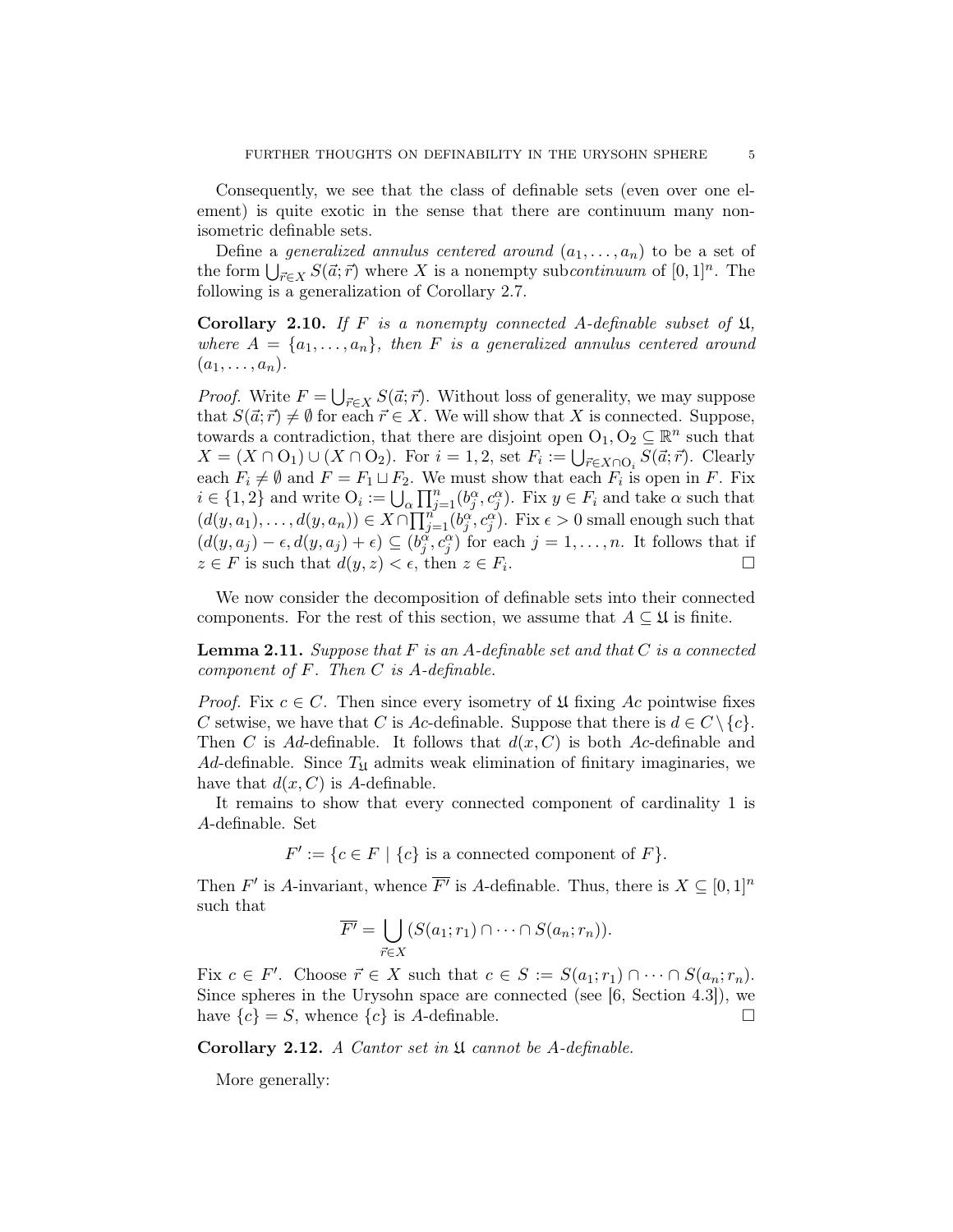Consequently, we see that the class of definable sets (even over one element) is quite exotic in the sense that there are continuum many nonisometric definable sets.

Define a *generalized annulus centered around* $(a_1, \ldots, a_n)$ to be a set of the form $\bigcup_{\vec{r} \in X} S(\vec{a}; \vec{r})$ where $X$ is a nonempty sub*continuum* of $[0,1]^n$. The following is a generalization of Corollary 2.7.

**Corollary 2.10.** *If $F$ is a nonempty connected $A$-definable subset of $\mathfrak{U}$, where $A = \{a_1, \ldots, a_n\}$, then $F$ is a generalized annulus centered around $(a_1, \ldots, a_n)$.*

*Proof.* Write $F = \bigcup_{\vec{r} \in X} S(\vec{a}; \vec{r})$. Without loss of generality, we may suppose that $S(\vec{a}; \vec{r}) \neq \emptyset$ for each $\vec{r} \in X$. We will show that $X$ is connected. Suppose, towards a contradiction, that there are disjoint open $\mathrm{O}_1, \mathrm{O}_2 \subseteq \mathbb{R}^n$ such that $X = (X \cap \mathrm{O}_1) \cup (X \cap \mathrm{O}_2)$. For $i = 1, 2$, set $F_i := \bigcup_{\vec{r} \in X \cap \mathrm{O}_i} S(\vec{a}; \vec{r})$. Clearly each $F_i \neq \emptyset$ and $F = F_1 \sqcup F_2$. We must show that each $F_i$ is open in $F$. Fix $i \in \{1, 2\}$ and write $\mathrm{O}_i := \bigcup_\alpha \prod_{j=1}^n (b_j^\alpha, c_j^\alpha)$. Fix $y \in F_i$ and take $\alpha$ such that $(d(y, a_1), \ldots, d(y, a_n)) \in X \cap \prod_{j=1}^n (b_j^\alpha, c_j^\alpha)$. Fix $\epsilon > 0$ small enough such that $(d(y, a_j) - \epsilon, d(y, a_j) + \epsilon) \subseteq (b_j^\alpha, c_j^\alpha)$ for each $j = 1, \ldots, n$. It follows that if $z \in F$ is such that $d(y, z) < \epsilon$, then $z \in F_i$. $\square$

We now consider the decomposition of definable sets into their connected components. For the rest of this section, we assume that $A \subseteq \mathfrak{U}$ is finite.

**Lemma 2.11.** *Suppose that $F$ is an $A$-definable set and that $C$ is a connected component of $F$. Then $C$ is $A$-definable.*

*Proof.* Fix $c \in C$. Then since every isometry of $\mathfrak{U}$ fixing $Ac$ pointwise fixes $C$ setwise, we have that $C$ is $Ac$-definable. Suppose that there is $d \in C \setminus \{c\}$. Then $C$ is $Ad$-definable. It follows that $d(x, C)$ is both $Ac$-definable and $Ad$-definable. Since $T_{\mathfrak{U}}$ admits weak elimination of finitary imaginaries, we have that $d(x, C)$ is $A$-definable.

It remains to show that every connected component of cardinality 1 is $A$-definable. Set

$$F' := \{c \in F \mid \{c\} \text{ is a connected component of } F\}.$$

Then $F'$ is $A$-invariant, whence $\overline{F'}$ is $A$-definable. Thus, there is $X \subseteq [0,1]^n$ such that

$$\overline{F'} = \bigcup_{\vec{r} \in X} (S(a_1; r_1) \cap \cdots \cap S(a_n; r_n)).$$

Fix $c \in F'$. Choose $\vec{r} \in X$ such that $c \in S := S(a_1; r_1) \cap \cdots \cap S(a_n; r_n)$. Since spheres in the Urysohn space are connected (see [6, Section 4.3]), we have $\{c\} = S$, whence $\{c\}$ is $A$-definable. $\square$

**Corollary 2.12.** *A Cantor set in $\mathfrak{U}$ cannot be $A$-definable.*

More generally: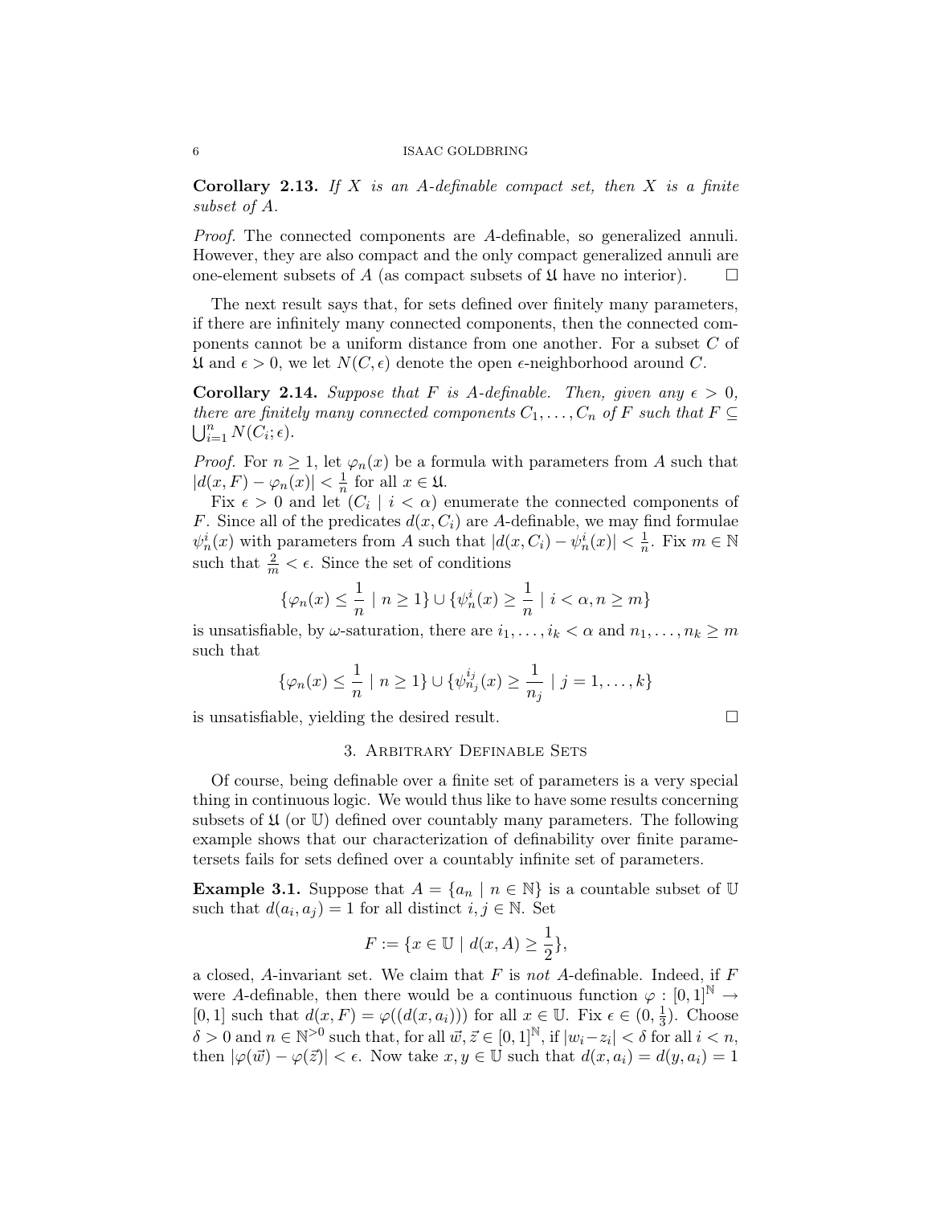**Corollary 2.13.** *If $X$ is an $A$-definable compact set, then $X$ is a finite subset of $A$.*

*Proof.* The connected components are $A$-definable, so generalized annuli. However, they are also compact and the only compact generalized annuli are one-element subsets of $A$ (as compact subsets of $\mathfrak{U}$ have no interior). $\square$

The next result says that, for sets defined over finitely many parameters, if there are infinitely many connected components, then the connected components cannot be a uniform distance from one another. For a subset $C$ of $\mathfrak{U}$ and $\epsilon > 0$, we let $N(C, \epsilon)$ denote the open $\epsilon$-neighborhood around $C$.

**Corollary 2.14.** *Suppose that $F$ is $A$-definable. Then, given any $\epsilon > 0$, there are finitely many connected components $C_1, \ldots, C_n$ of $F$ such that $F \subseteq \bigcup_{i=1}^{n} N(C_i; \epsilon)$.*

*Proof.* For $n \geq 1$, let $\varphi_n(x)$ be a formula with parameters from $A$ such that $|d(x, F) - \varphi_n(x)| < \frac{1}{n}$ for all $x \in \mathfrak{U}$.

Fix $\epsilon > 0$ and let $(C_i \mid i < \alpha)$ enumerate the connected components of $F$. Since all of the predicates $d(x, C_i)$ are $A$-definable, we may find formulae $\psi_n^i(x)$ with parameters from $A$ such that $|d(x, C_i) - \psi_n^i(x)| < \frac{1}{n}$. Fix $m \in \mathbb{N}$ such that $\frac{2}{m} < \epsilon$. Since the set of conditions

$$\{\varphi_n(x) \leq \frac{1}{n} \mid n \geq 1\} \cup \{\psi_n^i(x) \geq \frac{1}{n} \mid i < \alpha, n \geq m\}$$

is unsatisfiable, by $\omega$-saturation, there are $i_1, \ldots, i_k < \alpha$ and $n_1, \ldots, n_k \geq m$ such that

$$\{\varphi_n(x) \leq \frac{1}{n} \mid n \geq 1\} \cup \{\psi_{n_j}^{i_j}(x) \geq \frac{1}{n_j} \mid j = 1, \ldots, k\}$$

is unsatisfiable, yielding the desired result. $\square$

## 3. Arbitrary Definable Sets

Of course, being definable over a finite set of parameters is a very special thing in continuous logic. We would thus like to have some results concerning subsets of $\mathfrak{U}$ (or $\mathbb{U}$) defined over countably many parameters. The following example shows that our characterization of definability over finite parametersets fails for sets defined over a countably infinite set of parameters.

**Example 3.1.** Suppose that $A = \{a_n \mid n \in \mathbb{N}\}$ is a countable subset of $\mathbb{U}$ such that $d(a_i, a_j) = 1$ for all distinct $i, j \in \mathbb{N}$. Set

$$F := \{x \in \mathbb{U} \mid d(x, A) \geq \frac{1}{2}\},$$

a closed, $A$-invariant set. We claim that $F$ is *not* $A$-definable. Indeed, if $F$ were $A$-definable, then there would be a continuous function $\varphi : [0, 1]^{\mathbb{N}} \to [0, 1]$ such that $d(x, F) = \varphi((d(x, a_i)))$ for all $x \in \mathbb{U}$. Fix $\epsilon \in (0, \frac{1}{3})$. Choose $\delta > 0$ and $n \in \mathbb{N}^{>0}$ such that, for all $\vec{w}, \vec{z} \in [0, 1]^{\mathbb{N}}$, if $|w_i - z_i| < \delta$ for all $i < n$, then $|\varphi(\vec{w}) - \varphi(\vec{z})| < \epsilon$. Now take $x, y \in \mathbb{U}$ such that $d(x, a_i) = d(y, a_i) = 1$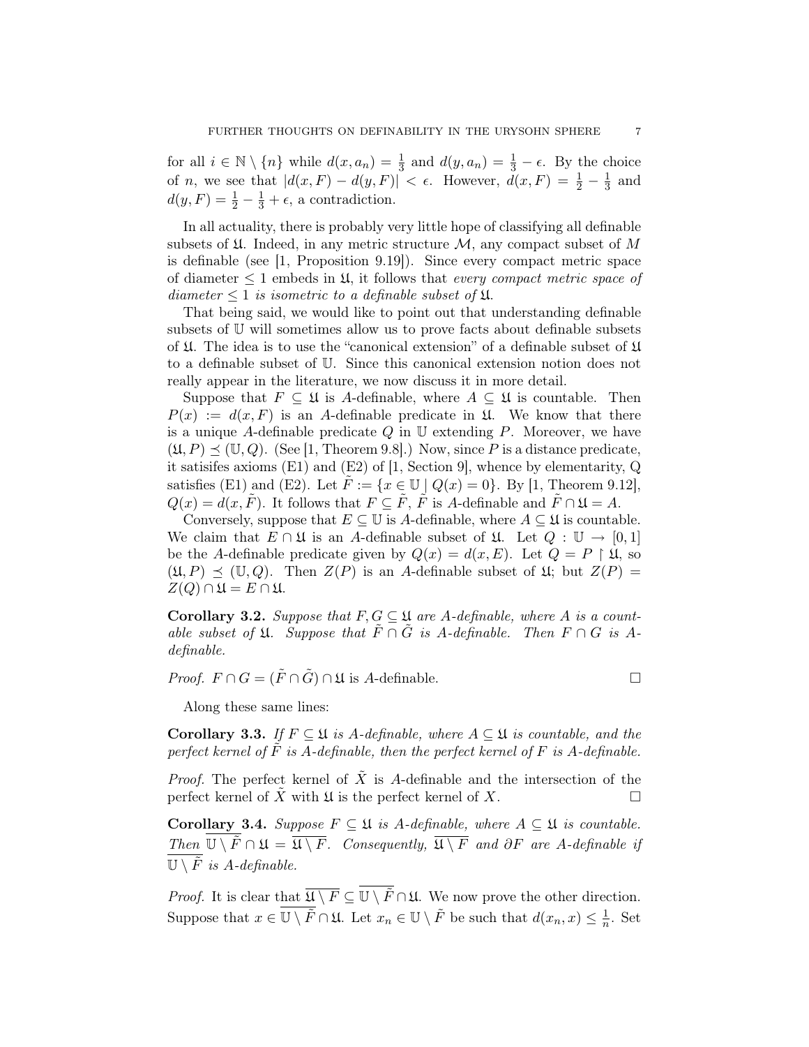for all $i \in \mathbb{N} \setminus \{n\}$ while $d(x, a_n) = \frac{1}{3}$ and $d(y, a_n) = \frac{1}{3} - \epsilon$. By the choice of $n$, we see that $|d(x, F) - d(y, F)| < \epsilon$. However, $d(x, F) = \frac{1}{2} - \frac{1}{3}$ and $d(y, F) = \frac{1}{2} - \frac{1}{3} + \epsilon$, a contradiction.

In all actuality, there is probably very little hope of classifying all definable subsets of $\mathfrak{U}$. Indeed, in any metric structure $\mathcal{M}$, any compact subset of $M$ is definable (see [1, Proposition 9.19]). Since every compact metric space of diameter $\leq 1$ embeds in $\mathfrak{U}$, it follows that *every compact metric space of diameter $\leq 1$ is isometric to a definable subset of* $\mathfrak{U}$.

That being said, we would like to point out that understanding definable subsets of $\mathbb{U}$ will sometimes allow us to prove facts about definable subsets of $\mathfrak{U}$. The idea is to use the "canonical extension" of a definable subset of $\mathfrak{U}$ to a definable subset of $\mathbb{U}$. Since this canonical extension notion does not really appear in the literature, we now discuss it in more detail.

Suppose that $F \subseteq \mathfrak{U}$ is $A$-definable, where $A \subseteq \mathfrak{U}$ is countable. Then $P(x) := d(x, F)$ is an $A$-definable predicate in $\mathfrak{U}$. We know that there is a unique $A$-definable predicate $Q$ in $\mathbb{U}$ extending $P$. Moreover, we have $(\mathfrak{U}, P) \preceq (\mathbb{U}, Q)$. (See [1, Theorem 9.8].) Now, since $P$ is a distance predicate, it satisifes axioms (E1) and (E2) of [1, Section 9], whence by elementarity, Q satisfies (E1) and (E2). Let $\tilde{F} := \{x \in \mathbb{U} \mid Q(x) = 0\}$. By [1, Theorem 9.12], $Q(x) = d(x, \tilde{F})$. It follows that $F \subseteq \tilde{F}$, $\tilde{F}$ is $A$-definable and $\tilde{F} \cap \mathfrak{U} = A$.

Conversely, suppose that $E \subseteq \mathbb{U}$ is $A$-definable, where $A \subseteq \mathfrak{U}$ is countable. We claim that $E \cap \mathfrak{U}$ is an $A$-definable subset of $\mathfrak{U}$. Let $Q : \mathbb{U} \to [0, 1]$ be the $A$-definable predicate given by $Q(x) = d(x, E)$. Let $Q = P \upharpoonright \mathfrak{U}$, so $(\mathfrak{U}, P) \preceq (\mathbb{U}, Q)$. Then $Z(P)$ is an $A$-definable subset of $\mathfrak{U}$; but $Z(P) = Z(Q) \cap \mathfrak{U} = E \cap \mathfrak{U}$.

**Corollary 3.2.** *Suppose that $F, G \subseteq \mathfrak{U}$ are $A$-definable, where $A$ is a countable subset of $\mathfrak{U}$. Suppose that $\tilde{F} \cap \tilde{G}$ is $A$-definable. Then $F \cap G$ is $A$-definable.*

*Proof.* $F \cap G = (\tilde{F} \cap \tilde{G}) \cap \mathfrak{U}$ is $A$-definable. $\square$

Along these same lines:

**Corollary 3.3.** *If $F \subseteq \mathfrak{U}$ is $A$-definable, where $A \subseteq \mathfrak{U}$ is countable, and the perfect kernel of $\tilde{F}$ is $A$-definable, then the perfect kernel of $F$ is $A$-definable.*

*Proof.* The perfect kernel of $\tilde{X}$ is $A$-definable and the intersection of the perfect kernel of $\tilde{X}$ with $\mathfrak{U}$ is the perfect kernel of $X$. $\square$

**Corollary 3.4.** *Suppose $F \subseteq \mathfrak{U}$ is $A$-definable, where $A \subseteq \mathfrak{U}$ is countable. Then $\overline{\mathbb{U} \setminus \tilde{F}} \cap \mathfrak{U} = \overline{\mathfrak{U} \setminus F}$. Consequently, $\overline{\mathfrak{U} \setminus F}$ and $\partial F$ are $A$-definable if $\overline{\mathbb{U} \setminus \tilde{F}}$ is $A$-definable.*

*Proof.* It is clear that $\overline{\mathfrak{U} \setminus F} \subseteq \overline{\mathbb{U} \setminus \tilde{F}} \cap \mathfrak{U}$. We now prove the other direction. Suppose that $x \in \overline{\mathbb{U} \setminus \tilde{F}} \cap \mathfrak{U}$. Let $x_n \in \mathbb{U} \setminus \tilde{F}$ be such that $d(x_n, x) \leq \frac{1}{n}$. Set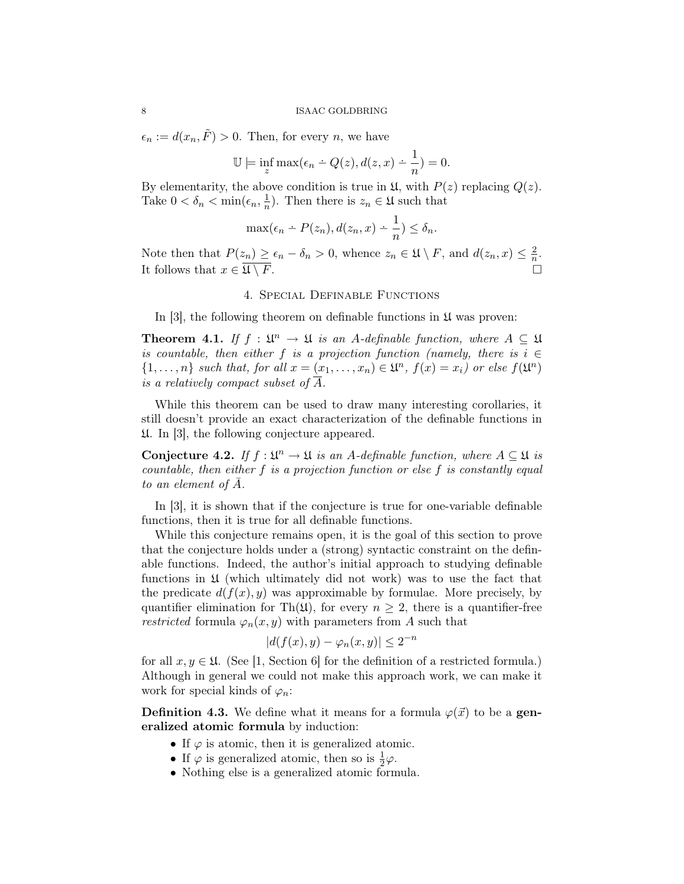$\epsilon_n := d(x_n, \tilde{F}) > 0$. Then, for every $n$, we have

$$\mathbb{U} \models \inf_z \max(\epsilon_n \dot{-} Q(z), d(z,x) \dot{-} \frac{1}{n}) = 0.$$

By elementarity, the above condition is true in $\mathfrak{U}$, with $P(z)$ replacing $Q(z)$. Take $0 < \delta_n < \min(\epsilon_n, \frac{1}{n})$. Then there is $z_n \in \mathfrak{U}$ such that

$$\max(\epsilon_n \dot{-} P(z_n), d(z_n, x) \dot{-} \frac{1}{n}) \leq \delta_n.$$

Note then that $P(z_n) \geq \epsilon_n - \delta_n > 0$, whence $z_n \in \mathfrak{U} \setminus F$, and $d(z_n, x) \leq \frac{2}{n}$. It follows that $x \in \overline{\mathfrak{U} \setminus F}$. $\square$

## 4. Special Definable Functions

In [3], the following theorem on definable functions in $\mathfrak{U}$ was proven:

**Theorem 4.1.** *If $f : \mathfrak{U}^n \to \mathfrak{U}$ is an $A$-definable function, where $A \subseteq \mathfrak{U}$ is countable, then either $f$ is a projection function (namely, there is $i \in \{1, \ldots, n\}$ such that, for all $x = (x_1, \ldots, x_n) \in \mathfrak{U}^n$, $f(x) = x_i$) or else $f(\mathfrak{U}^n)$ is a relatively compact subset of $\overline{A}$.*

While this theorem can be used to draw many interesting corollaries, it still doesn't provide an exact characterization of the definable functions in $\mathfrak{U}$. In [3], the following conjecture appeared.

**Conjecture 4.2.** *If $f : \mathfrak{U}^n \to \mathfrak{U}$ is an $A$-definable function, where $A \subseteq \mathfrak{U}$ is countable, then either $f$ is a projection function or else $f$ is constantly equal to an element of $\bar{A}$.*

In [3], it is shown that if the conjecture is true for one-variable definable functions, then it is true for all definable functions.

While this conjecture remains open, it is the goal of this section to prove that the conjecture holds under a (strong) syntactic constraint on the definable functions. Indeed, the author's initial approach to studying definable functions in $\mathfrak{U}$ (which ultimately did not work) was to use the fact that the predicate $d(f(x), y)$ was approximable by formulae. More precisely, by quantifier elimination for $\text{Th}(\mathfrak{U})$, for every $n \geq 2$, there is a quantifier-free *restricted* formula $\varphi_n(x, y)$ with parameters from $A$ such that

$$|d(f(x), y) - \varphi_n(x, y)| \leq 2^{-n}$$

for all $x, y \in \mathfrak{U}$. (See [1, Section 6] for the definition of a restricted formula.) Although in general we could not make this approach work, we can make it work for special kinds of $\varphi_n$:

**Definition 4.3.** We define what it means for a formula $\varphi(\vec{x})$ to be a **generalized atomic formula** by induction:

- If $\varphi$ is atomic, then it is generalized atomic.
- If $\varphi$ is generalized atomic, then so is $\frac{1}{2}\varphi$.
- Nothing else is a generalized atomic formula.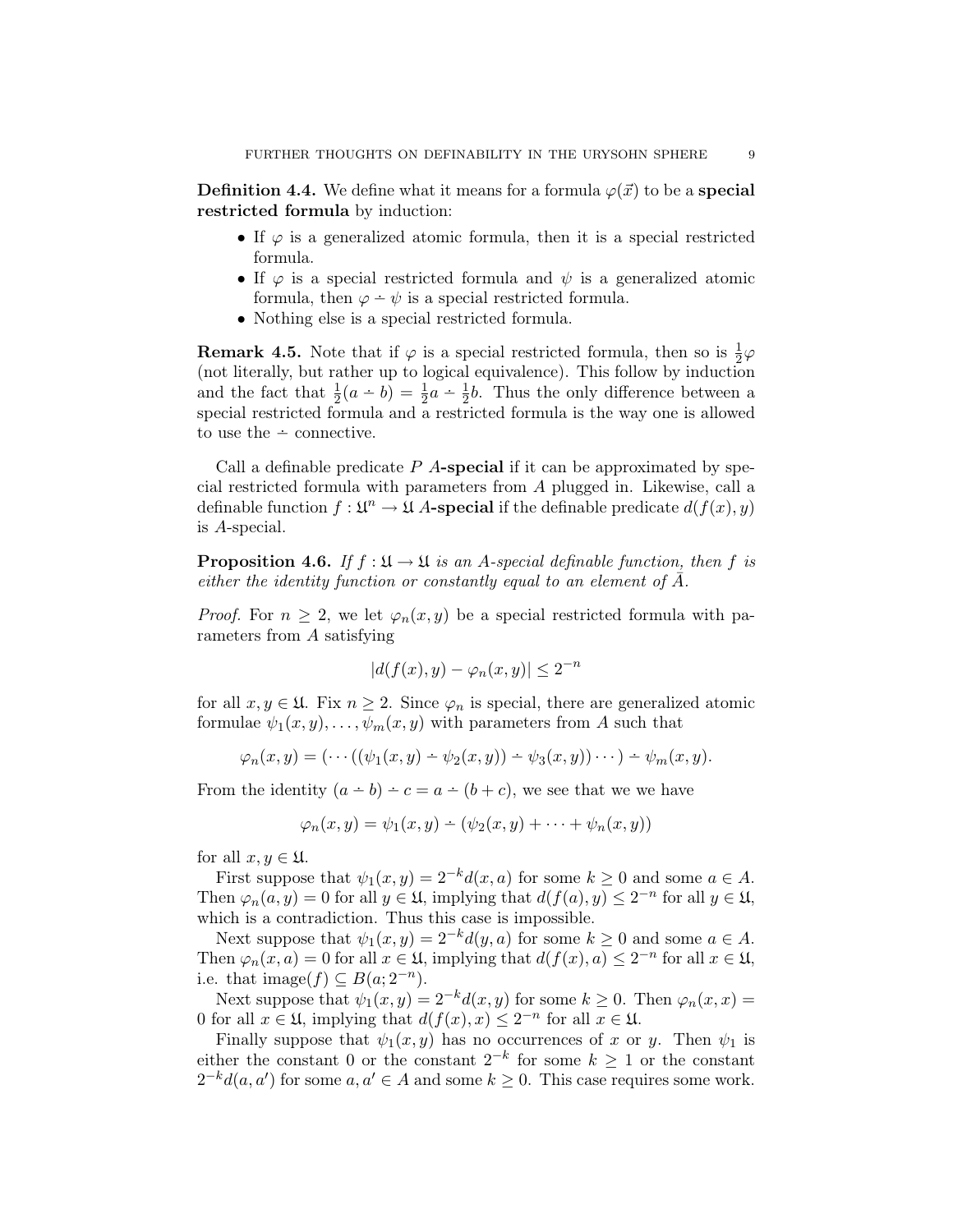**Definition 4.4.** We define what it means for a formula $\varphi(\vec{x})$ to be a **special restricted formula** by induction:

- If $\varphi$ is a generalized atomic formula, then it is a special restricted formula.
- If $\varphi$ is a special restricted formula and $\psi$ is a generalized atomic formula, then $\varphi \dot{-} \psi$ is a special restricted formula.
- Nothing else is a special restricted formula.

**Remark 4.5.** Note that if $\varphi$ is a special restricted formula, then so is $\frac{1}{2}\varphi$ (not literally, but rather up to logical equivalence). This follow by induction and the fact that $\frac{1}{2}(a \dot{-} b) = \frac{1}{2}a \dot{-} \frac{1}{2}b$. Thus the only difference between a special restricted formula and a restricted formula is the way one is allowed to use the $\dot{-}$ connective.

Call a definable predicate $P$ **$A$-special** if it can be approximated by special restricted formula with parameters from $A$ plugged in. Likewise, call a definable function $f : \mathfrak{U}^n \to \mathfrak{U}$ **$A$-special** if the definable predicate $d(f(x), y)$ is $A$-special.

**Proposition 4.6.** *If $f : \mathfrak{U} \to \mathfrak{U}$ is an $A$-special definable function, then $f$ is either the identity function or constantly equal to an element of $\bar{A}$.*

*Proof.* For $n \geq 2$, we let $\varphi_n(x, y)$ be a special restricted formula with parameters from $A$ satisfying

$$|d(f(x), y) - \varphi_n(x, y)| \leq 2^{-n}$$

for all $x, y \in \mathfrak{U}$. Fix $n \geq 2$. Since $\varphi_n$ is special, there are generalized atomic formulae $\psi_1(x, y), \ldots, \psi_m(x, y)$ with parameters from $A$ such that

$$\varphi_n(x, y) = (\cdots((\psi_1(x, y) \dot{-} \psi_2(x, y)) \dot{-} \psi_3(x, y)) \cdots) \dot{-} \psi_m(x, y).$$

From the identity $(a \dot{-} b) \dot{-} c = a \dot{-} (b + c)$, we see that we we have

$$\varphi_n(x, y) = \psi_1(x, y) \dot{-} (\psi_2(x, y) + \cdots + \psi_n(x, y))$$

for all $x, y \in \mathfrak{U}$.

First suppose that $\psi_1(x, y) = 2^{-k} d(x, a)$ for some $k \geq 0$ and some $a \in A$. Then $\varphi_n(a, y) = 0$ for all $y \in \mathfrak{U}$, implying that $d(f(a), y) \leq 2^{-n}$ for all $y \in \mathfrak{U}$, which is a contradiction. Thus this case is impossible.

Next suppose that $\psi_1(x, y) = 2^{-k} d(y, a)$ for some $k \geq 0$ and some $a \in A$. Then $\varphi_n(x, a) = 0$ for all $x \in \mathfrak{U}$, implying that $d(f(x), a) \leq 2^{-n}$ for all $x \in \mathfrak{U}$, i.e. that $\text{image}(f) \subseteq B(a; 2^{-n})$.

Next suppose that $\psi_1(x, y) = 2^{-k} d(x, y)$ for some $k \geq 0$. Then $\varphi_n(x, x) = 0$ for all $x \in \mathfrak{U}$, implying that $d(f(x), x) \leq 2^{-n}$ for all $x \in \mathfrak{U}$.

Finally suppose that $\psi_1(x, y)$ has no occurrences of $x$ or $y$. Then $\psi_1$ is either the constant 0 or the constant $2^{-k}$ for some $k \geq 1$ or the constant $2^{-k} d(a, a')$ for some $a, a' \in A$ and some $k \geq 0$. This case requires some work.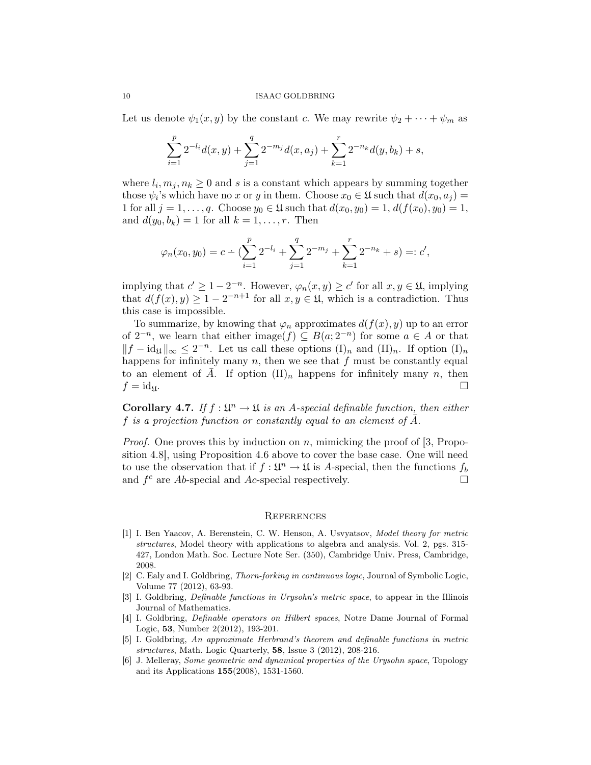Let us denote $\psi_1(x, y)$ by the constant $c$. We may rewrite $\psi_2 + \cdots + \psi_m$ as

$$\sum_{i=1}^{p} 2^{-l_i} d(x, y) + \sum_{j=1}^{q} 2^{-m_j} d(x, a_j) + \sum_{k=1}^{r} 2^{-n_k} d(y, b_k) + s,$$

where $l_i, m_j, n_k \geq 0$ and $s$ is a constant which appears by summing together those $\psi_i$'s which have no $x$ or $y$ in them. Choose $x_0 \in \mathfrak{U}$ such that $d(x_0, a_j) = 1$ for all $j = 1, \ldots, q$. Choose $y_0 \in \mathfrak{U}$ such that $d(x_0, y_0) = 1$, $d(f(x_0), y_0) = 1$, and $d(y_0, b_k) = 1$ for all $k = 1, \ldots, r$. Then

$$\varphi_n(x_0, y_0) = c \dot{-} (\sum_{i=1}^{p} 2^{-l_i} + \sum_{j=1}^{q} 2^{-m_j} + \sum_{k=1}^{r} 2^{-n_k} + s) =: c',$$

implying that $c' \geq 1 - 2^{-n}$. However, $\varphi_n(x, y) \geq c'$ for all $x, y \in \mathfrak{U}$, implying that $d(f(x), y) \geq 1 - 2^{-n+1}$ for all $x, y \in \mathfrak{U}$, which is a contradiction. Thus this case is impossible.

To summarize, by knowing that $\varphi_n$ approximates $d(f(x), y)$ up to an error of $2^{-n}$, we learn that either $\text{image}(f) \subseteq B(a; 2^{-n})$ for some $a \in A$ or that $\|f - \text{id}_{\mathfrak{U}}\|_\infty \leq 2^{-n}$. Let us call these options $(\text{I})_n$ and $(\text{II})_n$. If option $(\text{I})_n$ happens for infinitely many $n$, then we see that $f$ must be constantly equal to an element of $\bar{A}$. If option $(\text{II})_n$ happens for infinitely many $n$, then $f = \text{id}_{\mathfrak{U}}$. □

**Corollary 4.7.** *If $f : \mathfrak{U}^n \to \mathfrak{U}$ is an $A$-special definable function, then either $f$ is a projection function or constantly equal to an element of $\bar{A}$.*

*Proof.* One proves this by induction on $n$, mimicking the proof of [3, Proposition 4.8], using Proposition 4.6 above to cover the base case. One will need to use the observation that if $f : \mathfrak{U}^n \to \mathfrak{U}$ is $A$-special, then the functions $f_b$ and $f^c$ are $Ab$-special and $Ac$-special respectively. □

## References

[1] I. Ben Yaacov, A. Berenstein, C. W. Henson, A. Usvyatsov, *Model theory for metric structures*, Model theory with applications to algebra and analysis. Vol. 2, pgs. 315-427, London Math. Soc. Lecture Note Ser. (350), Cambridge Univ. Press, Cambridge, 2008.

[2] C. Ealy and I. Goldbring, *Thorn-forking in continuous logic*, Journal of Symbolic Logic, Volume 77 (2012), 63-93.

[3] I. Goldbring, *Definable functions in Urysohn's metric space*, to appear in the Illinois Journal of Mathematics.

[4] I. Goldbring, *Definable operators on Hilbert spaces*, Notre Dame Journal of Formal Logic, **53**, Number 2(2012), 193-201.

[5] I. Goldbring, *An approximate Herbrand's theorem and definable functions in metric structures*, Math. Logic Quarterly, **58**, Issue 3 (2012), 208-216.

[6] J. Melleray, *Some geometric and dynamical properties of the Urysohn space*, Topology and its Applications **155**(2008), 1531-1560.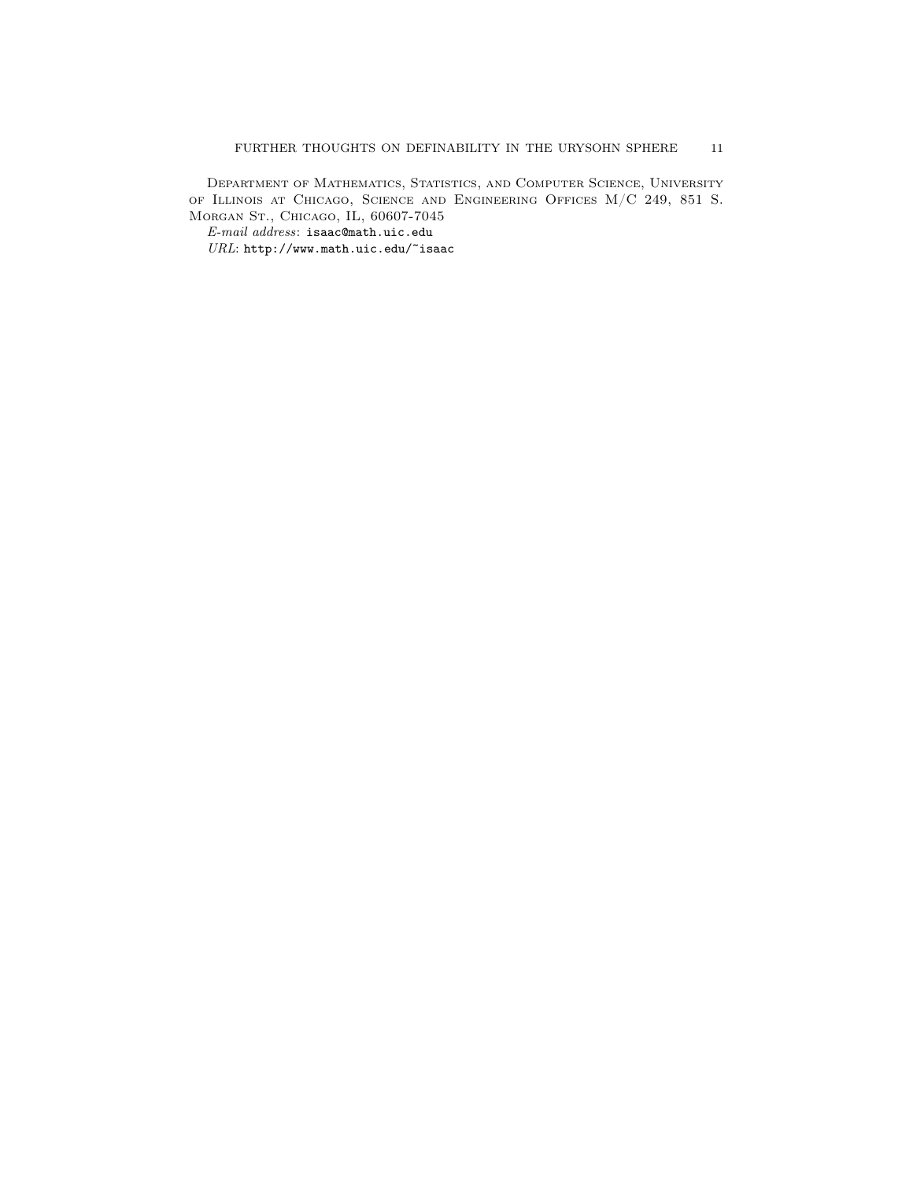Department of Mathematics, Statistics, and Computer Science, University of Illinois at Chicago, Science and Engineering Offices M/C 249, 851 S. Morgan St., Chicago, IL, 60607-7045

*E-mail address*: isaac@math.uic.edu

*URL*: http://www.math.uic.edu/~isaac